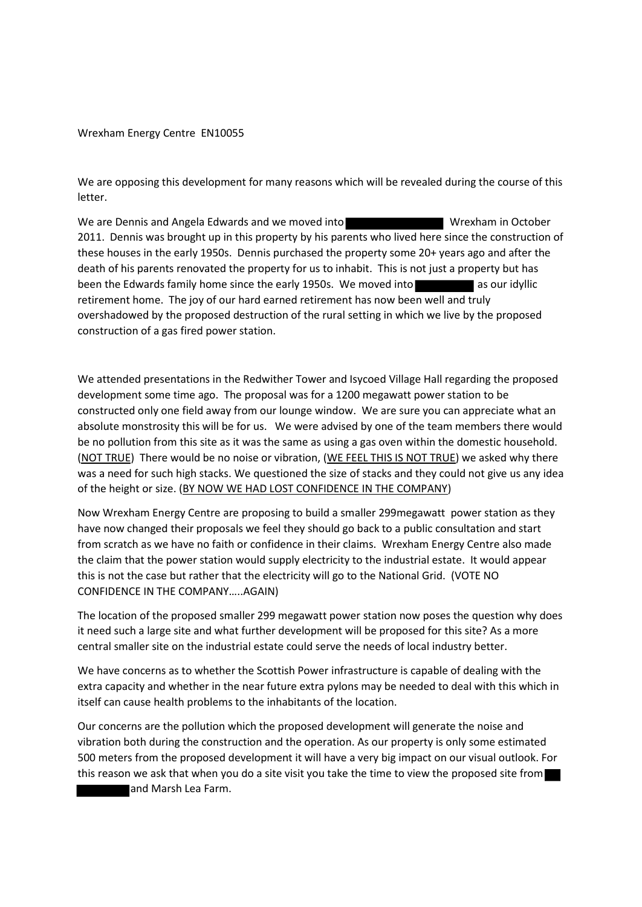Wrexham Energy Centre EN10055

We are opposing this development for many reasons which will be revealed during the course of this letter.

We are Dennis and Angela Edwards and we moved into ██████████ Wrexham in October 2011. Dennis was brought up in this property by his parents who lived here since the construction of these houses in the early 1950s. Dennis purchased the property some 20+ years ago and after the death of his parents renovated the property for us to inhabit. This is not just a property but has been the Edwards family home since the early 1950s. We moved into ██████ as our idyllic retirement home. The joy of our hard earned retirement has now been well and truly overshadowed by the proposed destruction of the rural setting in which we live by the proposed construction of a gas fired power station.

We attended presentations in the Redwither Tower and Isycoed Village Hall regarding the proposed development some time ago. The proposal was for a 1200 megawatt power station to be constructed only one field away from our lounge window. We are sure you can appreciate what an absolute monstrosity this will be for us. We were advised by one of the team members there would be no pollution from this site as it was the same as using a gas oven within the domestic household. (<u>NOT TRUE</u>) There would be no noise or vibration, (<u>WE FEEL THIS IS NOT TRUE</u>) we asked why there was a need for such high stacks. We questioned the size of stacks and they could not give us any idea of the height or size. (<u>BY NOW WE HAD LOST CONFIDENCE IN THE COMPANY</u>)

Now Wrexham Energy Centre are proposing to build a smaller 299megawatt power station as they have now changed their proposals we feel they should go back to a public consultation and start from scratch as we have no faith or confidence in their claims. Wrexham Energy Centre also made the claim that the power station would supply electricity to the industrial estate. It would appear this is not the case but rather that the electricity will go to the National Grid. (VOTE NO CONFIDENCE IN THE COMPANY…..AGAIN)

The location of the proposed smaller 299 megawatt power station now poses the question why does it need such a large site and what further development will be proposed for this site? As a more central smaller site on the industrial estate could serve the needs of local industry better.

We have concerns as to whether the Scottish Power infrastructure is capable of dealing with the extra capacity and whether in the near future extra pylons may be needed to deal with this which in itself can cause health problems to the inhabitants of the location.

Our concerns are the pollution which the proposed development will generate the noise and vibration both during the construction and the operation. As our property is only some estimated 500 meters from the proposed development it will have a very big impact on our visual outlook. For this reason we ask that when you do a site visit you take the time to view the proposed site from ██ ██████ and Marsh Lea Farm.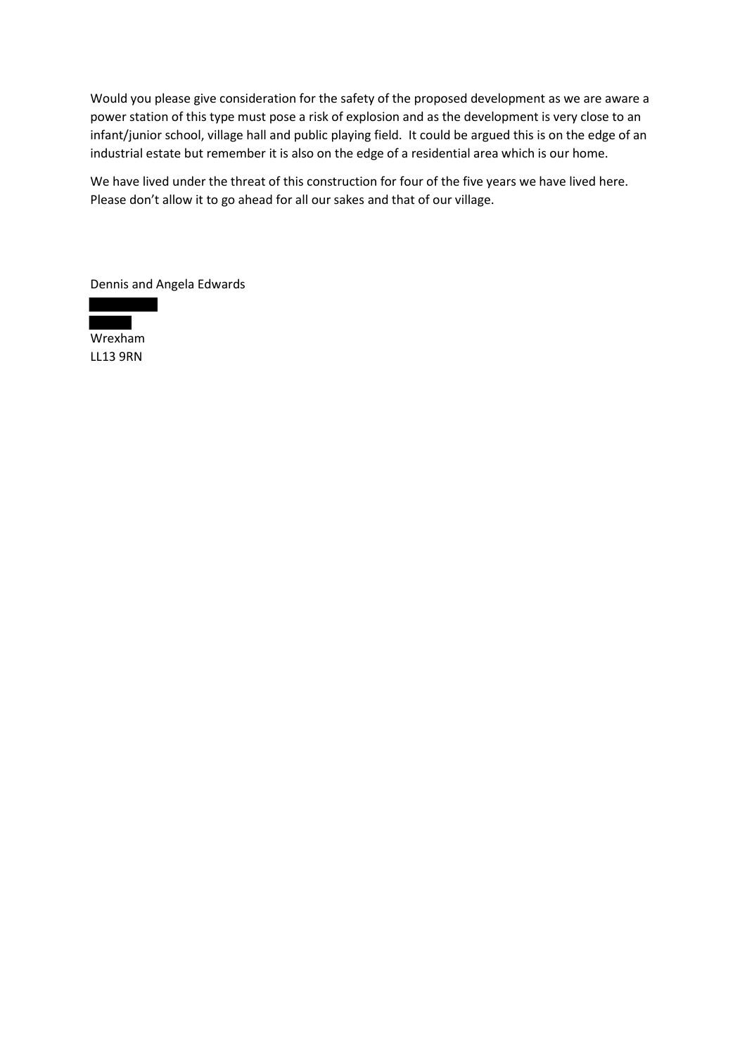Would you please give consideration for the safety of the proposed development as we are aware a power station of this type must pose a risk of explosion and as the development is very close to an infant/junior school, village hall and public playing field. It could be argued this is on the edge of an industrial estate but remember it is also on the edge of a residential area which is our home.

We have lived under the threat of this construction for four of the five years we have lived here. Please don't allow it to go ahead for all our sakes and that of our village.

Dennis and Angela Edwards

Wrexham
LL13 9RN